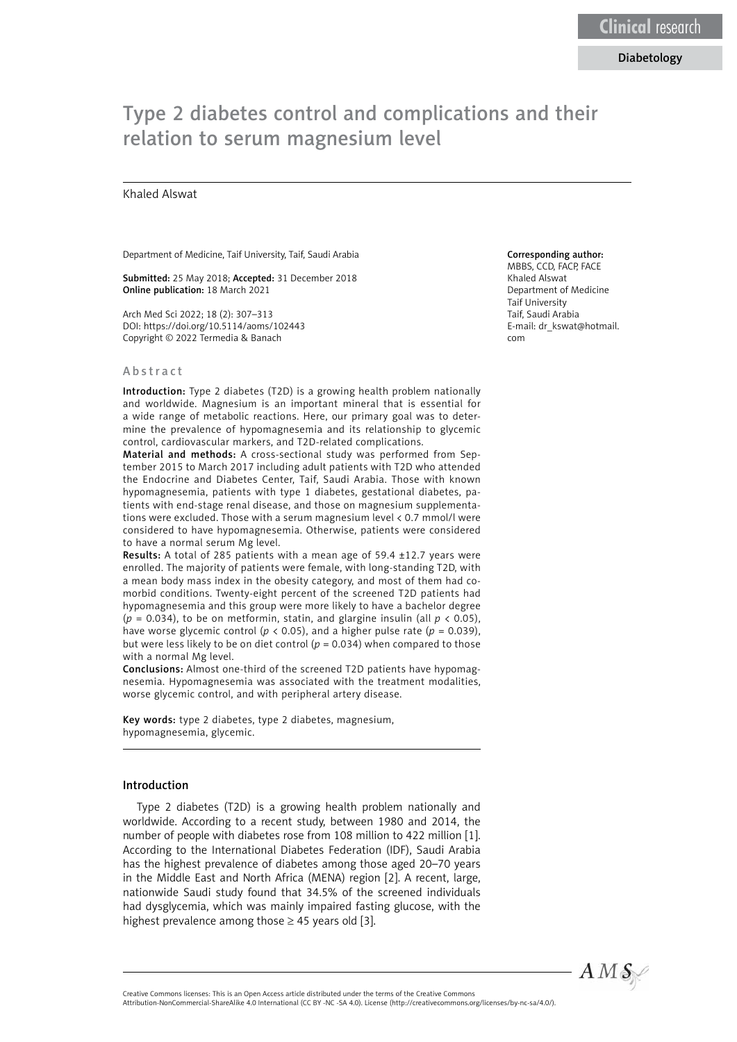Clinical research

Diabetology

# Type 2 diabetes control and complications and their relation to serum magnesium level

Khaled Alswat

Department of Medicine, Taif University, Taif, Saudi Arabia

**Submitted:** 25 May 2018; **Accepted:** 31 December 2018
**Online publication:** 18 March 2021

Arch Med Sci 2022; 18 (2): 307–313
DOI: https://doi.org/10.5114/aoms/102443
Copyright © 2022 Termedia & Banach

**Corresponding author:**
MBBS, CCD, FACP, FACE
Khaled Alswat
Department of Medicine
Taif University
Taif, Saudi Arabia
E-mail: dr_kswat@hotmail.com

## Abstract

**Introduction:** Type 2 diabetes (T2D) is a growing health problem nationally and worldwide. Magnesium is an important mineral that is essential for a wide range of metabolic reactions. Here, our primary goal was to determine the prevalence of hypomagnesemia and its relationship to glycemic control, cardiovascular markers, and T2D-related complications.

**Material and methods:** A cross-sectional study was performed from September 2015 to March 2017 including adult patients with T2D who attended the Endocrine and Diabetes Center, Taif, Saudi Arabia. Those with known hypomagnesemia, patients with type 1 diabetes, gestational diabetes, patients with end-stage renal disease, and those on magnesium supplementations were excluded. Those with a serum magnesium level < 0.7 mmol/l were considered to have hypomagnesemia. Otherwise, patients were considered to have a normal serum Mg level.

**Results:** A total of 285 patients with a mean age of 59.4 ±12.7 years were enrolled. The majority of patients were female, with long-standing T2D, with a mean body mass index in the obesity category, and most of them had comorbid conditions. Twenty-eight percent of the screened T2D patients had hypomagnesemia and this group were more likely to have a bachelor degree ($p = 0.034$), to be on metformin, statin, and glargine insulin (all $p < 0.05$), have worse glycemic control ($p < 0.05$), and a higher pulse rate ($p = 0.039$), but were less likely to be on diet control ($p = 0.034$) when compared to those with a normal Mg level.

**Conclusions:** Almost one-third of the screened T2D patients have hypomagnesemia. Hypomagnesemia was associated with the treatment modalities, worse glycemic control, and with peripheral artery disease.

**Key words:** type 2 diabetes, type 2 diabetes, magnesium, hypomagnesemia, glycemic.

## Introduction

Type 2 diabetes (T2D) is a growing health problem nationally and worldwide. According to a recent study, between 1980 and 2014, the number of people with diabetes rose from 108 million to 422 million [1]. According to the International Diabetes Federation (IDF), Saudi Arabia has the highest prevalence of diabetes among those aged 20–70 years in the Middle East and North Africa (MENA) region [2]. A recent, large, nationwide Saudi study found that 34.5% of the screened individuals had dysglycemia, which was mainly impaired fasting glucose, with the highest prevalence among those ≥ 45 years old [3].

Creative Commons licenses: This is an Open Access article distributed under the terms of the Creative Commons Attribution-NonCommercial-ShareAlike 4.0 International (CC BY -NC -SA 4.0). License (http://creativecommons.org/licenses/by-nc-sa/4.0/).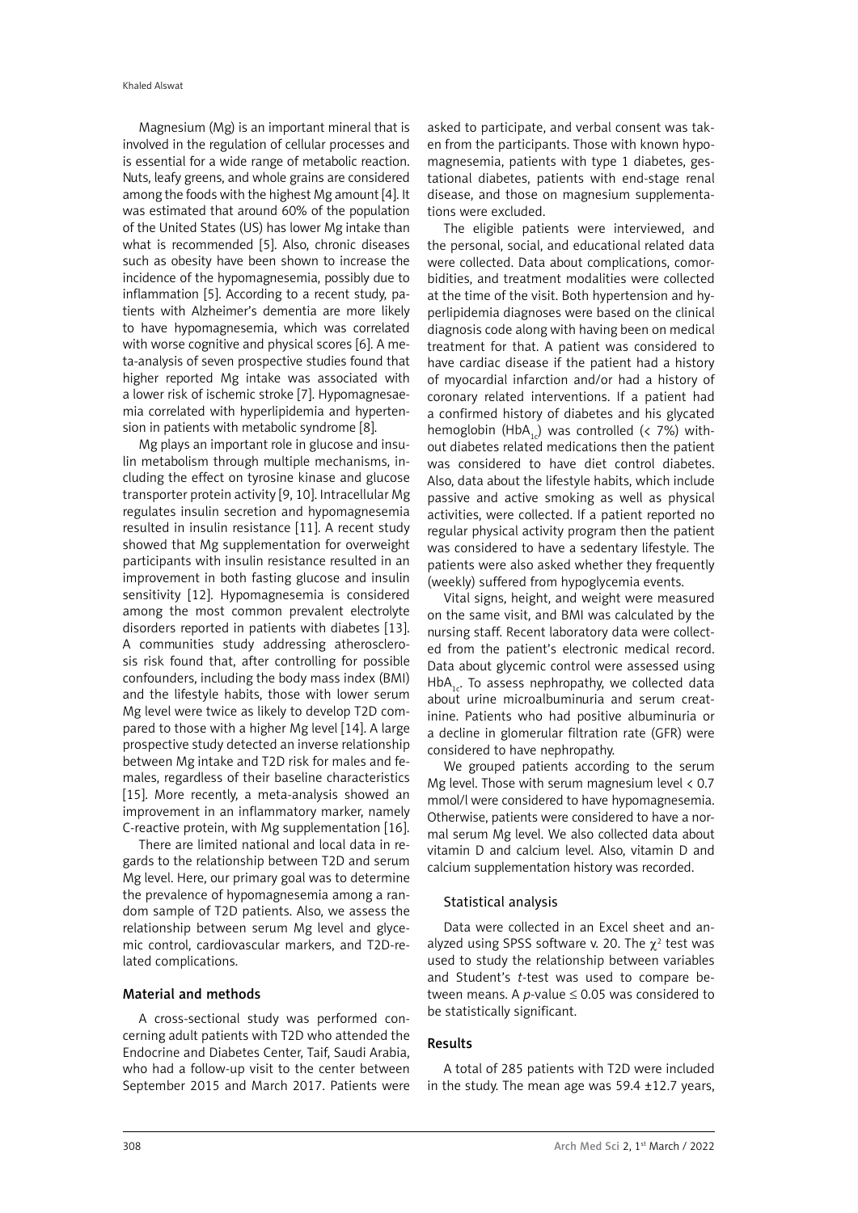Magnesium (Mg) is an important mineral that is involved in the regulation of cellular processes and is essential for a wide range of metabolic reaction. Nuts, leafy greens, and whole grains are considered among the foods with the highest Mg amount [4]. It was estimated that around 60% of the population of the United States (US) has lower Mg intake than what is recommended [5]. Also, chronic diseases such as obesity have been shown to increase the incidence of the hypomagnesemia, possibly due to inflammation [5]. According to a recent study, patients with Alzheimer's dementia are more likely to have hypomagnesemia, which was correlated with worse cognitive and physical scores [6]. A meta-analysis of seven prospective studies found that higher reported Mg intake was associated with a lower risk of ischemic stroke [7]. Hypomagnesaemia correlated with hyperlipidemia and hypertension in patients with metabolic syndrome [8].

Mg plays an important role in glucose and insulin metabolism through multiple mechanisms, including the effect on tyrosine kinase and glucose transporter protein activity [9, 10]. Intracellular Mg regulates insulin secretion and hypomagnesemia resulted in insulin resistance [11]. A recent study showed that Mg supplementation for overweight participants with insulin resistance resulted in an improvement in both fasting glucose and insulin sensitivity [12]. Hypomagnesemia is considered among the most common prevalent electrolyte disorders reported in patients with diabetes [13]. A communities study addressing atherosclerosis risk found that, after controlling for possible confounders, including the body mass index (BMI) and the lifestyle habits, those with lower serum Mg level were twice as likely to develop T2D compared to those with a higher Mg level [14]. A large prospective study detected an inverse relationship between Mg intake and T2D risk for males and females, regardless of their baseline characteristics [15]. More recently, a meta-analysis showed an improvement in an inflammatory marker, namely C-reactive protein, with Mg supplementation [16].

There are limited national and local data in regards to the relationship between T2D and serum Mg level. Here, our primary goal was to determine the prevalence of hypomagnesemia among a random sample of T2D patients. Also, we assess the relationship between serum Mg level and glycemic control, cardiovascular markers, and T2D-related complications.

## Material and methods

A cross-sectional study was performed concerning adult patients with T2D who attended the Endocrine and Diabetes Center, Taif, Saudi Arabia, who had a follow-up visit to the center between September 2015 and March 2017. Patients were asked to participate, and verbal consent was taken from the participants. Those with known hypomagnesemia, patients with type 1 diabetes, gestational diabetes, patients with end-stage renal disease, and those on magnesium supplementations were excluded.

The eligible patients were interviewed, and the personal, social, and educational related data were collected. Data about complications, comorbidities, and treatment modalities were collected at the time of the visit. Both hypertension and hyperlipidemia diagnoses were based on the clinical diagnosis code along with having been on medical treatment for that. A patient was considered to have cardiac disease if the patient had a history of myocardial infarction and/or had a history of coronary related interventions. If a patient had a confirmed history of diabetes and his glycated hemoglobin ($HbA_{1c}$) was controlled (< 7%) without diabetes related medications then the patient was considered to have diet control diabetes. Also, data about the lifestyle habits, which include passive and active smoking as well as physical activities, were collected. If a patient reported no regular physical activity program then the patient was considered to have a sedentary lifestyle. The patients were also asked whether they frequently (weekly) suffered from hypoglycemia events.

Vital signs, height, and weight were measured on the same visit, and BMI was calculated by the nursing staff. Recent laboratory data were collected from the patient's electronic medical record. Data about glycemic control were assessed using $HbA_{1c}$. To assess nephropathy, we collected data about urine microalbuminuria and serum creatinine. Patients who had positive albuminuria or a decline in glomerular filtration rate (GFR) were considered to have nephropathy.

We grouped patients according to the serum Mg level. Those with serum magnesium level < 0.7 mmol/l were considered to have hypomagnesemia. Otherwise, patients were considered to have a normal serum Mg level. We also collected data about vitamin D and calcium level. Also, vitamin D and calcium supplementation history was recorded.

### Statistical analysis

Data were collected in an Excel sheet and analyzed using SPSS software v. 20. The $\chi^2$ test was used to study the relationship between variables and Student's *t*-test was used to compare between means. A *p*-value ≤ 0.05 was considered to be statistically significant.

## Results

A total of 285 patients with T2D were included in the study. The mean age was 59.4 ±12.7 years,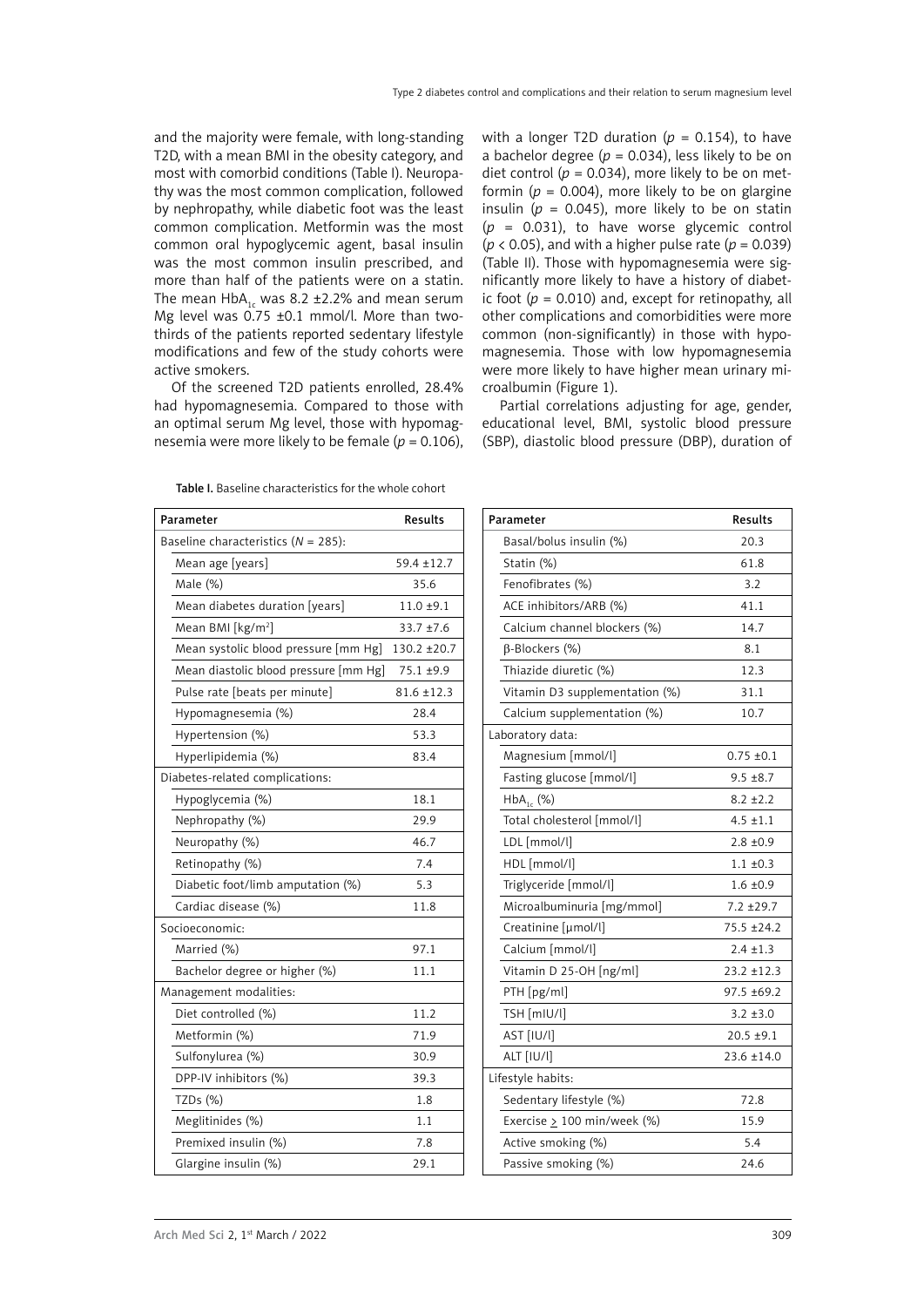and the majority were female, with long-standing T2D, with a mean BMI in the obesity category, and most with comorbid conditions (Table I). Neuropathy was the most common complication, followed by nephropathy, while diabetic foot was the least common complication. Metformin was the most common oral hypoglycemic agent, basal insulin was the most common insulin prescribed, and more than half of the patients were on a statin. The mean $HbA_{1c}$ was 8.2 ±2.2% and mean serum Mg level was 0.75 ±0.1 mmol/l. More than two-thirds of the patients reported sedentary lifestyle modifications and few of the study cohorts were active smokers.

Of the screened T2D patients enrolled, 28.4% had hypomagnesemia. Compared to those with an optimal serum Mg level, those with hypomagnesemia were more likely to be female ($p$ = 0.106), with a longer T2D duration ($p$ = 0.154), to have a bachelor degree ($p$ = 0.034), less likely to be on diet control ($p$ = 0.034), more likely to be on metformin ($p$ = 0.004), more likely to be on glargine insulin ($p$ = 0.045), more likely to be on statin ($p$ = 0.031), to have worse glycemic control ($p < 0.05$), and with a higher pulse rate ($p$ = 0.039) (Table II). Those with hypomagnesemia were significantly more likely to have a history of diabetic foot ($p$ = 0.010) and, except for retinopathy, all other complications and comorbidities were more common (non-significantly) in those with hypomagnesemia. Those with low hypomagnesemia were more likely to have higher mean urinary microalbumin (Figure 1).

Partial correlations adjusting for age, gender, educational level, BMI, systolic blood pressure (SBP), diastolic blood pressure (DBP), duration of

**Table I.** Baseline characteristics for the whole cohort

| Parameter | Results |
|---|---|
| Baseline characteristics ($N$ = 285): | |
| Mean age [years] | 59.4 ±12.7 |
| Male (%) | 35.6 |
| Mean diabetes duration [years] | 11.0 ±9.1 |
| Mean BMI [kg/m$^2$] | 33.7 ±7.6 |
| Mean systolic blood pressure [mm Hg] | 130.2 ±20.7 |
| Mean diastolic blood pressure [mm Hg] | 75.1 ±9.9 |
| Pulse rate [beats per minute] | 81.6 ±12.3 |
| Hypomagnesemia (%) | 28.4 |
| Hypertension (%) | 53.3 |
| Hyperlipidemia (%) | 83.4 |
| Diabetes-related complications: | |
| Hypoglycemia (%) | 18.1 |
| Nephropathy (%) | 29.9 |
| Neuropathy (%) | 46.7 |
| Retinopathy (%) | 7.4 |
| Diabetic foot/limb amputation (%) | 5.3 |
| Cardiac disease (%) | 11.8 |
| Socioeconomic: | |
| Married (%) | 97.1 |
| Bachelor degree or higher (%) | 11.1 |
| Management modalities: | |
| Diet controlled (%) | 11.2 |
| Metformin (%) | 71.9 |
| Sulfonylurea (%) | 30.9 |
| DPP-IV inhibitors (%) | 39.3 |
| TZDs (%) | 1.8 |
| Meglitinides (%) | 1.1 |
| Premixed insulin (%) | 7.8 |
| Glargine insulin (%) | 29.1 |
| Basal/bolus insulin (%) | 20.3 |
| Statin (%) | 61.8 |
| Fenofibrates (%) | 3.2 |
| ACE inhibitors/ARB (%) | 41.1 |
| Calcium channel blockers (%) | 14.7 |
| β-Blockers (%) | 8.1 |
| Thiazide diuretic (%) | 12.3 |
| Vitamin D3 supplementation (%) | 31.1 |
| Calcium supplementation (%) | 10.7 |
| Laboratory data: | |
| Magnesium [mmol/l] | 0.75 ±0.1 |
| Fasting glucose [mmol/l] | 9.5 ±8.7 |
| $HbA_{1c}$ (%) | 8.2 ±2.2 |
| Total cholesterol [mmol/l] | 4.5 ±1.1 |
| LDL [mmol/l] | 2.8 ±0.9 |
| HDL [mmol/l] | 1.1 ±0.3 |
| Triglyceride [mmol/l] | 1.6 ±0.9 |
| Microalbuminuria [mg/mmol] | 7.2 ±29.7 |
| Creatinine [μmol/l] | 75.5 ±24.2 |
| Calcium [mmol/l] | 2.4 ±1.3 |
| Vitamin D 25-OH [ng/ml] | 23.2 ±12.3 |
| PTH [pg/ml] | 97.5 ±69.2 |
| TSH [mIU/l] | 3.2 ±3.0 |
| AST [IU/l] | 20.5 ±9.1 |
| ALT [IU/l] | 23.6 ±14.0 |
| Lifestyle habits: | |
| Sedentary lifestyle (%) | 72.8 |
| Exercise ≥ 100 min/week (%) | 15.9 |
| Active smoking (%) | 5.4 |
| Passive smoking (%) | 24.6 |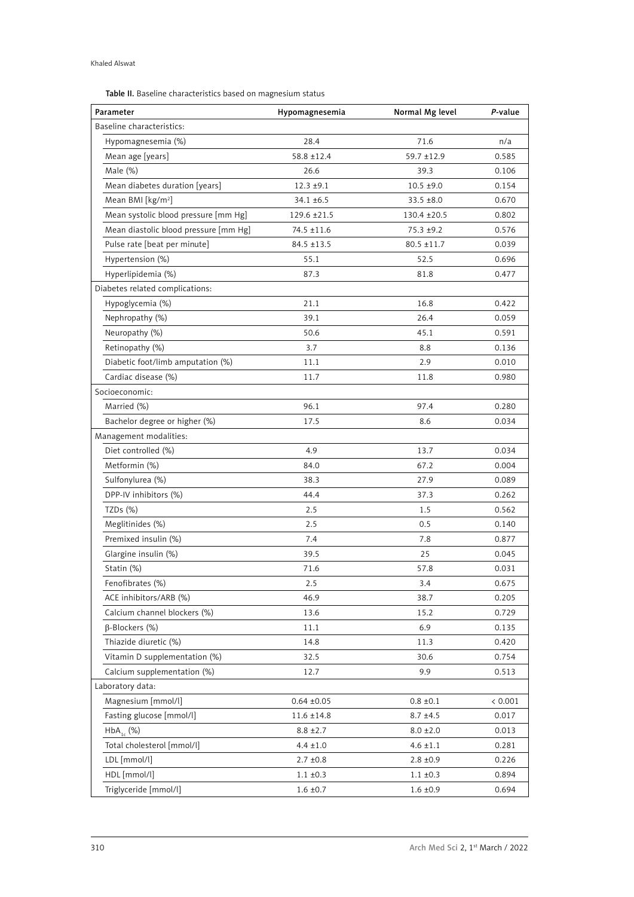**Table II.** Baseline characteristics based on magnesium status

| Parameter | Hypomagnesemia | Normal Mg level | *P*-value |
|---|---|---|---|
| Baseline characteristics: | | | |
| Hypomagnesemia (%) | 28.4 | 71.6 | n/a |
| Mean age [years] | 58.8 ±12.4 | 59.7 ±12.9 | 0.585 |
| Male (%) | 26.6 | 39.3 | 0.106 |
| Mean diabetes duration [years] | 12.3 ±9.1 | 10.5 ±9.0 | 0.154 |
| Mean BMI [kg/m$^2$] | 34.1 ±6.5 | 33.5 ±8.0 | 0.670 |
| Mean systolic blood pressure [mm Hg] | 129.6 ±21.5 | 130.4 ±20.5 | 0.802 |
| Mean diastolic blood pressure [mm Hg] | 74.5 ±11.6 | 75.3 ±9.2 | 0.576 |
| Pulse rate [beat per minute] | 84.5 ±13.5 | 80.5 ±11.7 | 0.039 |
| Hypertension (%) | 55.1 | 52.5 | 0.696 |
| Hyperlipidemia (%) | 87.3 | 81.8 | 0.477 |
| Diabetes related complications: | | | |
| Hypoglycemia (%) | 21.1 | 16.8 | 0.422 |
| Nephropathy (%) | 39.1 | 26.4 | 0.059 |
| Neuropathy (%) | 50.6 | 45.1 | 0.591 |
| Retinopathy (%) | 3.7 | 8.8 | 0.136 |
| Diabetic foot/limb amputation (%) | 11.1 | 2.9 | 0.010 |
| Cardiac disease (%) | 11.7 | 11.8 | 0.980 |
| Socioeconomic: | | | |
| Married (%) | 96.1 | 97.4 | 0.280 |
| Bachelor degree or higher (%) | 17.5 | 8.6 | 0.034 |
| Management modalities: | | | |
| Diet controlled (%) | 4.9 | 13.7 | 0.034 |
| Metformin (%) | 84.0 | 67.2 | 0.004 |
| Sulfonylurea (%) | 38.3 | 27.9 | 0.089 |
| DPP-IV inhibitors (%) | 44.4 | 37.3 | 0.262 |
| TZDs (%) | 2.5 | 1.5 | 0.562 |
| Meglitinides (%) | 2.5 | 0.5 | 0.140 |
| Premixed insulin (%) | 7.4 | 7.8 | 0.877 |
| Glargine insulin (%) | 39.5 | 25 | 0.045 |
| Statin (%) | 71.6 | 57.8 | 0.031 |
| Fenofibrates (%) | 2.5 | 3.4 | 0.675 |
| ACE inhibitors/ARB (%) | 46.9 | 38.7 | 0.205 |
| Calcium channel blockers (%) | 13.6 | 15.2 | 0.729 |
| β-Blockers (%) | 11.1 | 6.9 | 0.135 |
| Thiazide diuretic (%) | 14.8 | 11.3 | 0.420 |
| Vitamin D supplementation (%) | 32.5 | 30.6 | 0.754 |
| Calcium supplementation (%) | 12.7 | 9.9 | 0.513 |
| Laboratory data: | | | |
| Magnesium [mmol/l] | 0.64 ±0.05 | 0.8 ±0.1 | < 0.001 |
| Fasting glucose [mmol/l] | 11.6 ±14.8 | 8.7 ±4.5 | 0.017 |
| $HbA_{1c}$ (%) | 8.8 ±2.7 | 8.0 ±2.0 | 0.013 |
| Total cholesterol [mmol/l] | 4.4 ±1.0 | 4.6 ±1.1 | 0.281 |
| LDL [mmol/l] | 2.7 ±0.8 | 2.8 ±0.9 | 0.226 |
| HDL [mmol/l] | 1.1 ±0.3 | 1.1 ±0.3 | 0.894 |
| Triglyceride [mmol/l] | 1.6 ±0.7 | 1.6 ±0.9 | 0.694 |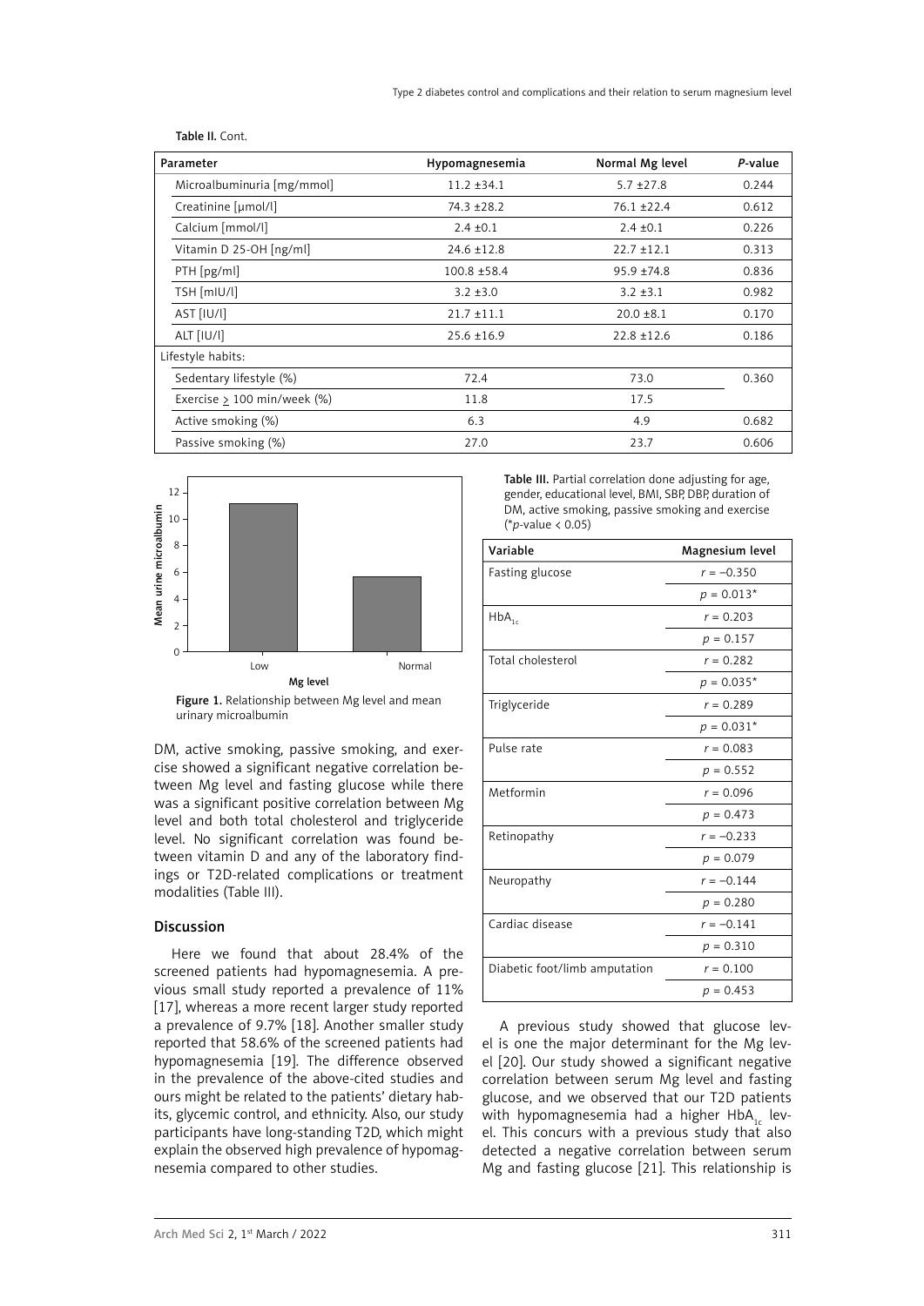Table II. Cont.

| Parameter | Hypomagnesemia | Normal Mg level | *P*-value |
|---|---|---|---|
| Microalbuminuria [mg/mmol] | 11.2 ±34.1 | 5.7 ±27.8 | 0.244 |
| Creatinine [μmol/l] | 74.3 ±28.2 | 76.1 ±22.4 | 0.612 |
| Calcium [mmol/l] | 2.4 ±0.1 | 2.4 ±0.1 | 0.226 |
| Vitamin D 25-OH [ng/ml] | 24.6 ±12.8 | 22.7 ±12.1 | 0.313 |
| PTH [pg/ml] | 100.8 ±58.4 | 95.9 ±74.8 | 0.836 |
| TSH [mIU/l] | 3.2 ±3.0 | 3.2 ±3.1 | 0.982 |
| AST [IU/l] | 21.7 ±11.1 | 20.0 ±8.1 | 0.170 |
| ALT [IU/l] | 25.6 ±16.9 | 22.8 ±12.6 | 0.186 |
| Lifestyle habits: | | | |
| Sedentary lifestyle (%) | 72.4 | 73.0 | 0.360 |
| Exercise ≥ 100 min/week (%) | 11.8 | 17.5 | |
| Active smoking (%) | 6.3 | 4.9 | 0.682 |
| Passive smoking (%) | 27.0 | 23.7 | 0.606 |

Figure 1. Relationship between Mg level and mean urinary microalbumin

DM, active smoking, passive smoking, and exercise showed a significant negative correlation between Mg level and fasting glucose while there was a significant positive correlation between Mg level and both total cholesterol and triglyceride level. No significant correlation was found between vitamin D and any of the laboratory findings or T2D-related complications or treatment modalities (Table III).

Table III. Partial correlation done adjusting for age, gender, educational level, BMI, SBP, DBP, duration of DM, active smoking, passive smoking and exercise (**p*-value < 0.05)

| Variable | Magnesium level |
|---|---|
| Fasting glucose | $r = -0.350$ |
| | $p = 0.013$* |
| $HbA_{1c}$ | $r = 0.203$ |
| | $p = 0.157$ |
| Total cholesterol | $r = 0.282$ |
| | $p = 0.035$* |
| Triglyceride | $r = 0.289$ |
| | $p = 0.031$* |
| Pulse rate | $r = 0.083$ |
| | $p = 0.552$ |
| Metformin | $r = 0.096$ |
| | $p = 0.473$ |
| Retinopathy | $r = -0.233$ |
| | $p = 0.079$ |
| Neuropathy | $r = -0.144$ |
| | $p = 0.280$ |
| Cardiac disease | $r = -0.141$ |
| | $p = 0.310$ |
| Diabetic foot/limb amputation | $r = 0.100$ |
| | $p = 0.453$ |

## Discussion

Here we found that about 28.4% of the screened patients had hypomagnesemia. A previous small study reported a prevalence of 11% [17], whereas a more recent larger study reported a prevalence of 9.7% [18]. Another smaller study reported that 58.6% of the screened patients had hypomagnesemia [19]. The difference observed in the prevalence of the above-cited studies and ours might be related to the patients' dietary habits, glycemic control, and ethnicity. Also, our study participants have long-standing T2D, which might explain the observed high prevalence of hypomagnesemia compared to other studies.

A previous study showed that glucose level is one the major determinant for the Mg level [20]. Our study showed a significant negative correlation between serum Mg level and fasting glucose, and we observed that our T2D patients with hypomagnesemia had a higher $HbA_{1c}$ level. This concurs with a previous study that also detected a negative correlation between serum Mg and fasting glucose [21]. This relationship is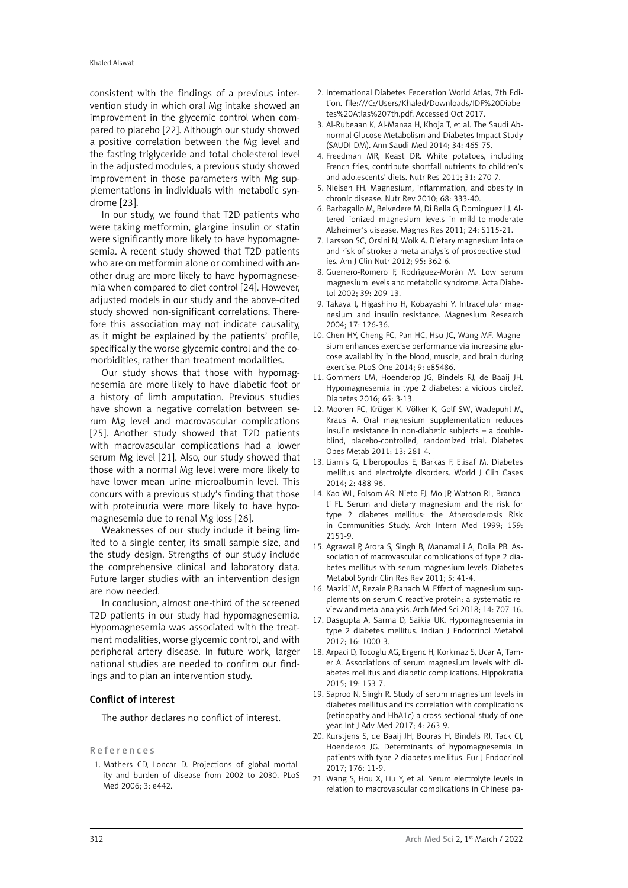consistent with the findings of a previous intervention study in which oral Mg intake showed an improvement in the glycemic control when compared to placebo [22]. Although our study showed a positive correlation between the Mg level and the fasting triglyceride and total cholesterol level in the adjusted modules, a previous study showed improvement in those parameters with Mg supplementations in individuals with metabolic syndrome [23].

In our study, we found that T2D patients who were taking metformin, glargine insulin or statin were significantly more likely to have hypomagnesemia. A recent study showed that T2D patients who are on metformin alone or combined with another drug are more likely to have hypomagnesemia when compared to diet control [24]. However, adjusted models in our study and the above-cited study showed non-significant correlations. Therefore this association may not indicate causality, as it might be explained by the patients' profile, specifically the worse glycemic control and the comorbidities, rather than treatment modalities.

Our study shows that those with hypomagnesemia are more likely to have diabetic foot or a history of limb amputation. Previous studies have shown a negative correlation between serum Mg level and macrovascular complications [25]. Another study showed that T2D patients with macrovascular complications had a lower serum Mg level [21]. Also, our study showed that those with a normal Mg level were more likely to have lower mean urine microalbumin level. This concurs with a previous study's finding that those with proteinuria were more likely to have hypomagnesemia due to renal Mg loss [26].

Weaknesses of our study include it being limited to a single center, its small sample size, and the study design. Strengths of our study include the comprehensive clinical and laboratory data. Future larger studies with an intervention design are now needed.

In conclusion, almost one-third of the screened T2D patients in our study had hypomagnesemia. Hypomagnesemia was associated with the treatment modalities, worse glycemic control, and with peripheral artery disease. In future work, larger national studies are needed to confirm our findings and to plan an intervention study.

## Conflict of interest

The author declares no conflict of interest.

## References

1. Mathers CD, Loncar D. Projections of global mortality and burden of disease from 2002 to 2030. PLoS Med 2006; 3: e442.
2. International Diabetes Federation World Atlas, 7th Edition. file:///C:/Users/Khaled/Downloads/IDF%20Diabetes%20Atlas%207th.pdf. Accessed Oct 2017.
3. Al-Rubeaan K, Al-Manaa H, Khoja T, et al. The Saudi Abnormal Glucose Metabolism and Diabetes Impact Study (SAUDI-DM). Ann Saudi Med 2014; 34: 465-75.
4. Freedman MR, Keast DR. White potatoes, including French fries, contribute shortfall nutrients to children's and adolescents' diets. Nutr Res 2011; 31: 270-7.
5. Nielsen FH. Magnesium, inflammation, and obesity in chronic disease. Nutr Rev 2010; 68: 333-40.
6. Barbagallo M, Belvedere M, Di Bella G, Dominguez LJ. Altered ionized magnesium levels in mild-to-moderate Alzheimer's disease. Magnes Res 2011; 24: S115-21.
7. Larsson SC, Orsini N, Wolk A. Dietary magnesium intake and risk of stroke: a meta-analysis of prospective studies. Am J Clin Nutr 2012; 95: 362-6.
8. Guerrero-Romero F, Rodríguez-Morán M. Low serum magnesium levels and metabolic syndrome. Acta Diabetol 2002; 39: 209-13.
9. Takaya J, Higashino H, Kobayashi Y. Intracellular magnesium and insulin resistance. Magnesium Research 2004; 17: 126-36.
10. Chen HY, Cheng FC, Pan HC, Hsu JC, Wang MF. Magnesium enhances exercise performance via increasing glucose availability in the blood, muscle, and brain during exercise. PLoS One 2014; 9: e85486.
11. Gommers LM, Hoenderop JG, Bindels RJ, de Baaij JH. Hypomagnesemia in type 2 diabetes: a vicious circle?. Diabetes 2016; 65: 3-13.
12. Mooren FC, Krüger K, Völker K, Golf SW, Wadepuhl M, Kraus A. Oral magnesium supplementation reduces insulin resistance in non-diabetic subjects – a double-blind, placebo-controlled, randomized trial. Diabetes Obes Metab 2011; 13: 281-4.
13. Liamis G, Liberopoulos E, Barkas F, Elisaf M. Diabetes mellitus and electrolyte disorders. World J Clin Cases 2014; 2: 488-96.
14. Kao WL, Folsom AR, Nieto FJ, Mo JP, Watson RL, Brancati FL. Serum and dietary magnesium and the risk for type 2 diabetes mellitus: the Atherosclerosis Risk in Communities Study. Arch Intern Med 1999; 159: 2151-9.
15. Agrawal P, Arora S, Singh B, Manamalli A, Dolia PB. Association of macrovascular complications of type 2 diabetes mellitus with serum magnesium levels. Diabetes Metabol Syndr Clin Res Rev 2011; 5: 41-4.
16. Mazidi M, Rezaie P, Banach M. Effect of magnesium supplements on serum C-reactive protein: a systematic review and meta-analysis. Arch Med Sci 2018; 14: 707-16.
17. Dasgupta A, Sarma D, Saikia UK. Hypomagnesemia in type 2 diabetes mellitus. Indian J Endocrinol Metabol 2012; 16: 1000-3.
18. Arpaci D, Tocoglu AG, Ergenc H, Korkmaz S, Ucar A, Tamer A. Associations of serum magnesium levels with diabetes mellitus and diabetic complications. Hippokratia 2015; 19: 153-7.
19. Saproo N, Singh R. Study of serum magnesium levels in diabetes mellitus and its correlation with complications (retinopathy and HbA1c) a cross-sectional study of one year. Int J Adv Med 2017; 4: 263-9.
20. Kurstjens S, de Baaij JH, Bouras H, Bindels RJ, Tack CJ, Hoenderop JG. Determinants of hypomagnesemia in patients with type 2 diabetes mellitus. Eur J Endocrinol 2017; 176: 11-9.
21. Wang S, Hou X, Liu Y, et al. Serum electrolyte levels in relation to macrovascular complications in Chinese pa-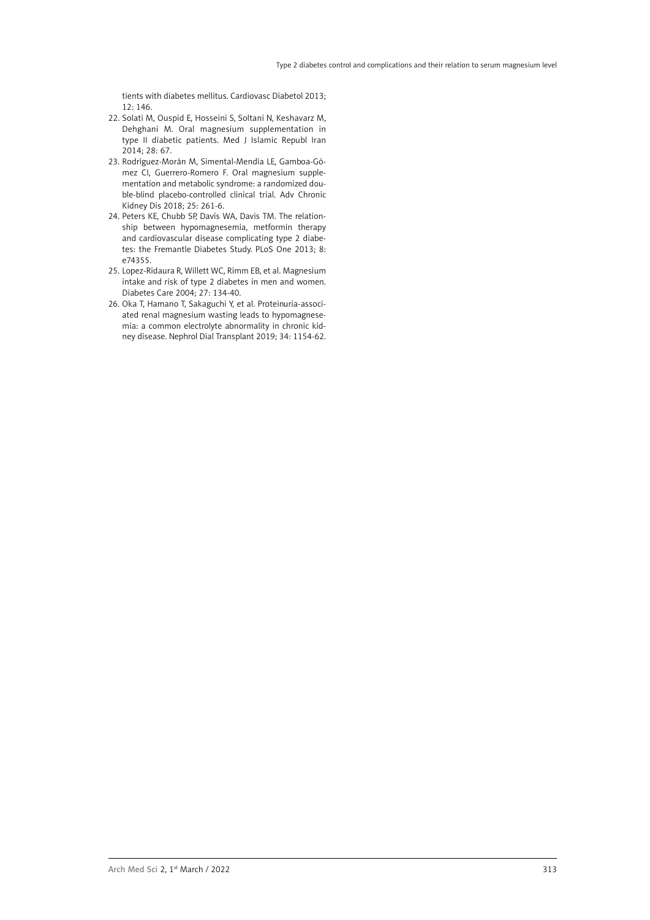tients with diabetes mellitus. Cardiovasc Diabetol 2013; 12: 146.

22. Solati M, Ouspid E, Hosseini S, Soltani N, Keshavarz M, Dehghani M. Oral magnesium supplementation in type II diabetic patients. Med J Islamic Republ Iran 2014; 28: 67.
23. Rodríguez-Morán M, Simental-Mendía LE, Gamboa-Gómez CI, Guerrero-Romero F. Oral magnesium supplementation and metabolic syndrome: a randomized double-blind placebo-controlled clinical trial. Adv Chronic Kidney Dis 2018; 25: 261-6.
24. Peters KE, Chubb SP, Davis WA, Davis TM. The relationship between hypomagnesemia, metformin therapy and cardiovascular disease complicating type 2 diabetes: the Fremantle Diabetes Study. PLoS One 2013; 8: e74355.
25. Lopez-Ridaura R, Willett WC, Rimm EB, et al. Magnesium intake and risk of type 2 diabetes in men and women. Diabetes Care 2004; 27: 134-40.
26. Oka T, Hamano T, Sakaguchi Y, et al. Proteinuria-associated renal magnesium wasting leads to hypomagnesemia: a common electrolyte abnormality in chronic kidney disease. Nephrol Dial Transplant 2019; 34: 1154-62.